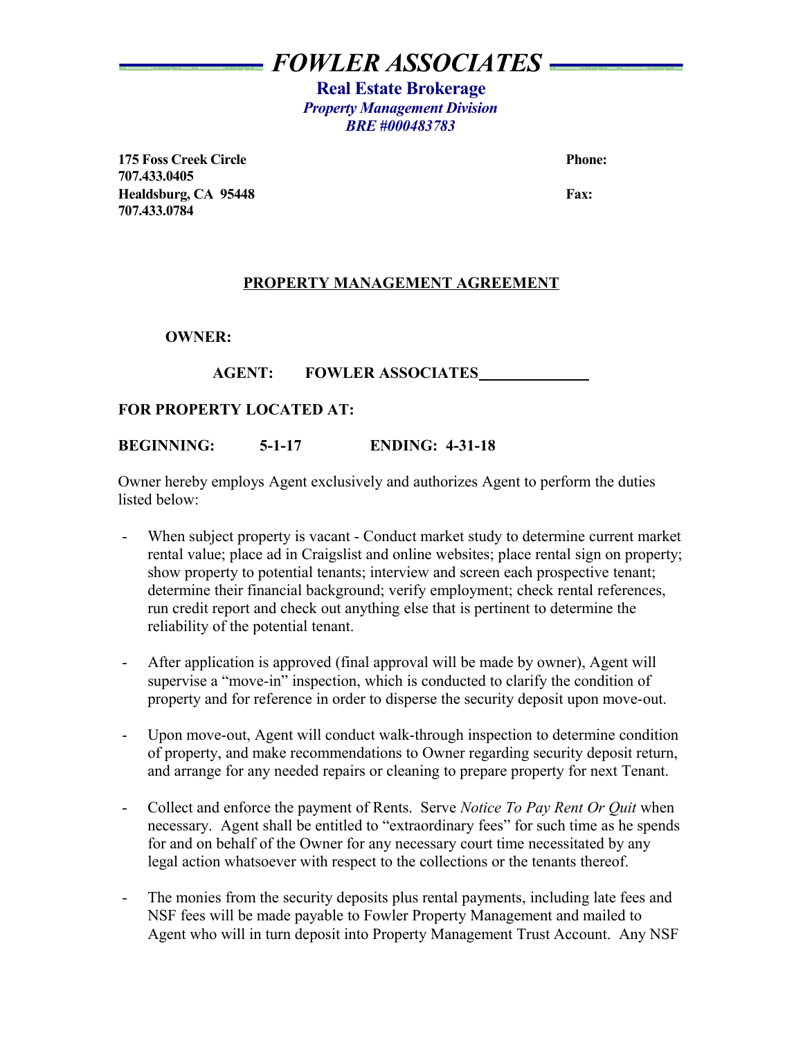# FOWLER ASSOCIATES

**Real Estate Brokerage**
***Property Management Division***
***BRE #000483783***

**175 Foss Creek Circle** **Phone: 707.433.0405**
**Healdsburg, CA 95448** **Fax: 707.433.0784**

## PROPERTY MANAGEMENT AGREEMENT

**OWNER:**

**AGENT: FOWLER ASSOCIATES**______________

**FOR PROPERTY LOCATED AT:**

**BEGINNING: 5-1-17 ENDING: 4-31-18**

Owner hereby employs Agent exclusively and authorizes Agent to perform the duties listed below:

- When subject property is vacant - Conduct market study to determine current market rental value; place ad in Craigslist and online websites; place rental sign on property; show property to potential tenants; interview and screen each prospective tenant; determine their financial background; verify employment; check rental references, run credit report and check out anything else that is pertinent to determine the reliability of the potential tenant.

- After application is approved (final approval will be made by owner), Agent will supervise a "move-in" inspection, which is conducted to clarify the condition of property and for reference in order to disperse the security deposit upon move-out.

- Upon move-out, Agent will conduct walk-through inspection to determine condition of property, and make recommendations to Owner regarding security deposit return, and arrange for any needed repairs or cleaning to prepare property for next Tenant.

- Collect and enforce the payment of Rents. Serve *Notice To Pay Rent Or Quit* when necessary. Agent shall be entitled to "extraordinary fees" for such time as he spends for and on behalf of the Owner for any necessary court time necessitated by any legal action whatsoever with respect to the collections or the tenants thereof.

- The monies from the security deposits plus rental payments, including late fees and NSF fees will be made payable to Fowler Property Management and mailed to Agent who will in turn deposit into Property Management Trust Account. Any NSF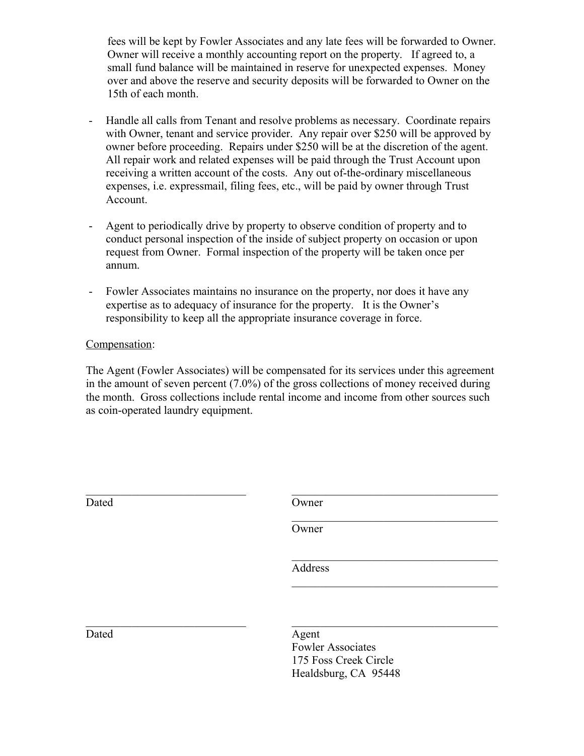fees will be kept by Fowler Associates and any late fees will be forwarded to Owner. Owner will receive a monthly accounting report on the property. If agreed to, a small fund balance will be maintained in reserve for unexpected expenses. Money over and above the reserve and security deposits will be forwarded to Owner on the 15th of each month.

- Handle all calls from Tenant and resolve problems as necessary. Coordinate repairs with Owner, tenant and service provider. Any repair over $250 will be approved by owner before proceeding. Repairs under $250 will be at the discretion of the agent. All repair work and related expenses will be paid through the Trust Account upon receiving a written account of the costs. Any out of-the-ordinary miscellaneous expenses, i.e. expressmail, filing fees, etc., will be paid by owner through Trust Account.

- Agent to periodically drive by property to observe condition of property and to conduct personal inspection of the inside of subject property on occasion or upon request from Owner. Formal inspection of the property will be taken once per annum.

- Fowler Associates maintains no insurance on the property, nor does it have any expertise as to adequacy of insurance for the property. It is the Owner's responsibility to keep all the appropriate insurance coverage in force.

<u>Compensation</u>:

The Agent (Fowler Associates) will be compensated for its services under this agreement in the amount of seven percent (7.0%) of the gross collections of money received during the month. Gross collections include rental income and income from other sources such as coin-operated laundry equipment.

\_\_\_\_\_\_\_\_\_\_\_\_\_\_\_\_\_\_\_\_\_\_\_\_\_\_\_\_ &nbsp;&nbsp;&nbsp;&nbsp; \_\_\_\_\_\_\_\_\_\_\_\_\_\_\_\_\_\_\_\_\_\_\_\_\_\_\_\_\_\_\_\_\_\_\_\_
Dated &nbsp;&nbsp;&nbsp;&nbsp; Owner

\_\_\_\_\_\_\_\_\_\_\_\_\_\_\_\_\_\_\_\_\_\_\_\_\_\_\_\_\_\_\_\_\_\_\_\_
Owner

\_\_\_\_\_\_\_\_\_\_\_\_\_\_\_\_\_\_\_\_\_\_\_\_\_\_\_\_\_\_\_\_\_\_\_\_
Address

\_\_\_\_\_\_\_\_\_\_\_\_\_\_\_\_\_\_\_\_\_\_\_\_\_\_\_\_\_\_\_\_\_\_\_\_

\_\_\_\_\_\_\_\_\_\_\_\_\_\_\_\_\_\_\_\_\_\_\_\_\_\_\_\_ &nbsp;&nbsp;&nbsp;&nbsp; \_\_\_\_\_\_\_\_\_\_\_\_\_\_\_\_\_\_\_\_\_\_\_\_\_\_\_\_\_\_\_\_\_\_\_\_
Dated &nbsp;&nbsp;&nbsp;&nbsp; Agent

Fowler Associates
175 Foss Creek Circle
Healdsburg, CA 95448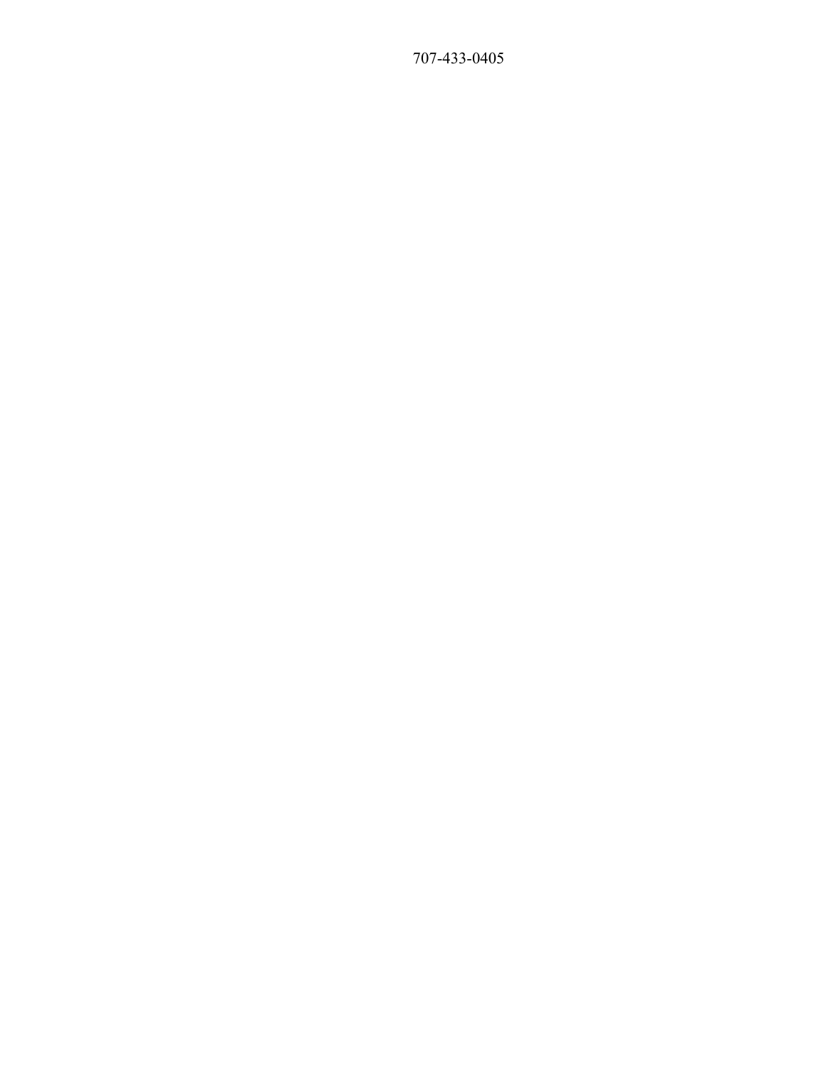707-433-0405